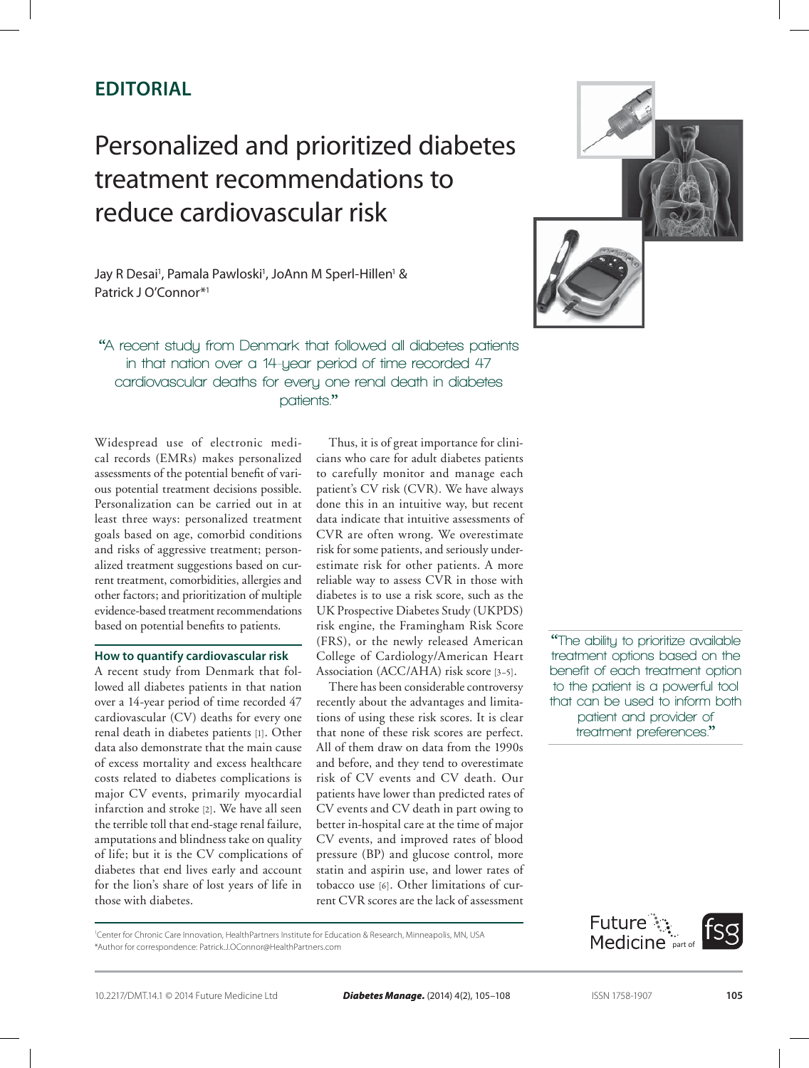**EDITORIAL**

# Personalized and prioritized diabetes treatment recommendations to reduce cardiovascular risk

Jay R Desai[1], Pamala Pawloski[1], JoAnn M Sperl-Hillen[1] & Patrick J O'Connor*[1]

> "A recent study from Denmark that followed all diabetes patients in that nation over a 14-year period of time recorded 47 cardiovascular deaths for every one renal death in diabetes patients."

Widespread use of electronic medical records (EMRs) makes personalized assessments of the potential benefit of various potential treatment decisions possible. Personalization can be carried out in at least three ways: personalized treatment goals based on age, comorbid conditions and risks of aggressive treatment; personalized treatment suggestions based on current treatment, comorbidities, allergies and other factors; and prioritization of multiple evidence-based treatment recommendations based on potential benefits to patients.

## How to quantify cardiovascular risk

A recent study from Denmark that followed all diabetes patients in that nation over a 14-year period of time recorded 47 cardiovascular (CV) deaths for every one renal death in diabetes patients [1]. Other data also demonstrate that the main cause of excess mortality and excess healthcare costs related to diabetes complications is major CV events, primarily myocardial infarction and stroke [2]. We have all seen the terrible toll that end-stage renal failure, amputations and blindness take on quality of life; but it is the CV complications of diabetes that end lives early and account for the lion's share of lost years of life in those with diabetes.

Thus, it is of great importance for clinicians who care for adult diabetes patients to carefully monitor and manage each patient's CV risk (CVR). We have always done this in an intuitive way, but recent data indicate that intuitive assessments of CVR are often wrong. We overestimate risk for some patients, and seriously underestimate risk for other patients. A more reliable way to assess CVR in those with diabetes is to use a risk score, such as the UK Prospective Diabetes Study (UKPDS) risk engine, the Framingham Risk Score (FRS), or the newly released American College of Cardiology/American Heart Association (ACC/AHA) risk score [3–5].

There has been considerable controversy recently about the advantages and limitations of using these risk scores. It is clear that none of these risk scores are perfect. All of them draw on data from the 1990s and before, and they tend to overestimate risk of CV events and CV death. Our patients have lower than predicted rates of CV events and CV death in part owing to better in-hospital care at the time of major CV events, and improved rates of blood pressure (BP) and glucose control, more statin and aspirin use, and lower rates of tobacco use [6]. Other limitations of current CVR scores are the lack of assessment

> "The ability to prioritize available treatment options based on the benefit of each treatment option to the patient is a powerful tool that can be used to inform both patient and provider of treatment preferences."

[1]Center for Chronic Care Innovation, HealthPartners Institute for Education & Research, Minneapolis, MN, USA
*Author for correspondence: Patrick.J.OConnor@HealthPartners.com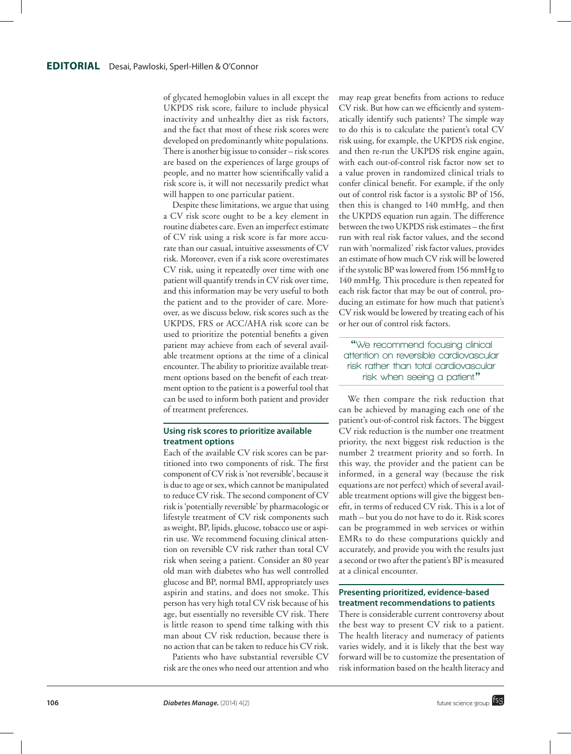of glycated hemoglobin values in all except the UKPDS risk score, failure to include physical inactivity and unhealthy diet as risk factors, and the fact that most of these risk scores were developed on predominantly white populations. There is another big issue to consider – risk scores are based on the experiences of large groups of people, and no matter how scientifically valid a risk score is, it will not necessarily predict what will happen to one particular patient.

Despite these limitations, we argue that using a CV risk score ought to be a key element in routine diabetes care. Even an imperfect estimate of CV risk using a risk score is far more accurate than our casual, intuitive assessments of CV risk. Moreover, even if a risk score overestimates CV risk, using it repeatedly over time with one patient will quantify trends in CV risk over time, and this information may be very useful to both the patient and to the provider of care. Moreover, as we discuss below, risk scores such as the UKPDS, FRS or ACC/AHA risk score can be used to prioritize the potential benefits a given patient may achieve from each of several available treatment options at the time of a clinical encounter. The ability to prioritize available treatment options based on the benefit of each treatment option to the patient is a powerful tool that can be used to inform both patient and provider of treatment preferences.

## Using risk scores to prioritize available treatment options

Each of the available CV risk scores can be partitioned into two components of risk. The first component of CV risk is 'not reversible', because it is due to age or sex, which cannot be manipulated to reduce CV risk. The second component of CV risk is 'potentially reversible' by pharmacologic or lifestyle treatment of CV risk components such as weight, BP, lipids, glucose, tobacco use or aspirin use. We recommend focusing clinical attention on reversible CV risk rather than total CV risk when seeing a patient. Consider an 80 year old man with diabetes who has well controlled glucose and BP, normal BMI, appropriately uses aspirin and statins, and does not smoke. This person has very high total CV risk because of his age, but essentially no reversible CV risk. There is little reason to spend time talking with this man about CV risk reduction, because there is no action that can be taken to reduce his CV risk.

Patients who have substantial reversible CV risk are the ones who need our attention and who may reap great benefits from actions to reduce CV risk. But how can we efficiently and systematically identify such patients? The simple way to do this is to calculate the patient's total CV risk using, for example, the UKPDS risk engine, and then re-run the UKPDS risk engine again, with each out-of-control risk factor now set to a value proven in randomized clinical trials to confer clinical benefit. For example, if the only out of control risk factor is a systolic BP of 156, then this is changed to 140 mmHg, and then the UKPDS equation run again. The difference between the two UKPDS risk estimates – the first run with real risk factor values, and the second run with 'normalized' risk factor values, provides an estimate of how much CV risk will be lowered if the systolic BP was lowered from 156 mmHg to 140 mmHg. This procedure is then repeated for each risk factor that may be out of control, producing an estimate for how much that patient's CV risk would be lowered by treating each of his or her out of control risk factors.

> "We recommend focusing clinical attention on reversible cardiovascular risk rather than total cardiovascular risk when seeing a patient."

We then compare the risk reduction that can be achieved by managing each one of the patient's out-of-control risk factors. The biggest CV risk reduction is the number one treatment priority, the next biggest risk reduction is the number 2 treatment priority and so forth. In this way, the provider and the patient can be informed, in a general way (because the risk equations are not perfect) which of several available treatment options will give the biggest benefit, in terms of reduced CV risk. This is a lot of math – but you do not have to do it. Risk scores can be programmed in web services or within EMRs to do these computations quickly and accurately, and provide you with the results just a second or two after the patient's BP is measured at a clinical encounter.

## Presenting prioritized, evidence-based treatment recommendations to patients

There is considerable current controversy about the best way to present CV risk to a patient. The health literacy and numeracy of patients varies widely, and it is likely that the best way forward will be to customize the presentation of risk information based on the health literacy and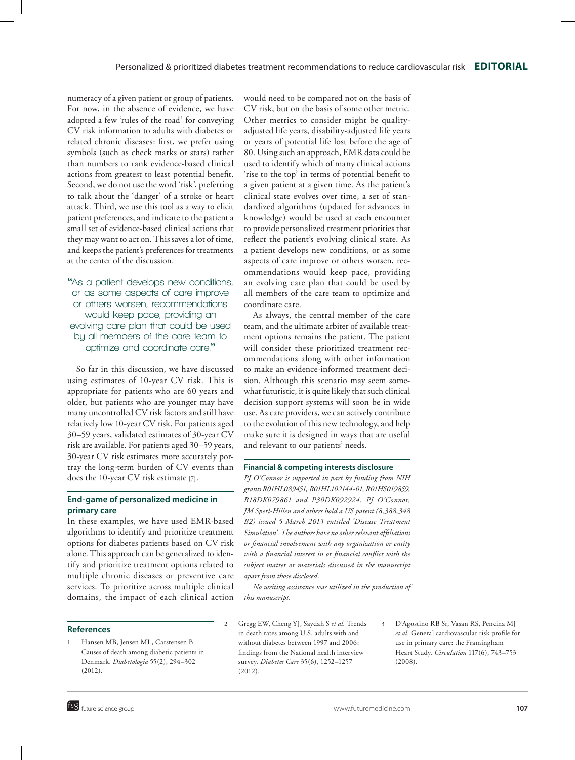numeracy of a given patient or group of patients. For now, in the absence of evidence, we have adopted a few 'rules of the road' for conveying CV risk information to adults with diabetes or related chronic diseases: first, we prefer using symbols (such as check marks or stars) rather than numbers to rank evidence-based clinical actions from greatest to least potential benefit. Second, we do not use the word 'risk', preferring to talk about the 'danger' of a stroke or heart attack. Third, we use this tool as a way to elicit patient preferences, and indicate to the patient a small set of evidence-based clinical actions that they may want to act on. This saves a lot of time, and keeps the patient's preferences for treatments at the center of the discussion.

> "As a patient develops new conditions, or as some aspects of care improve or others worsen, recommendations would keep pace, providing an evolving care plan that could be used by all members of the care team to optimize and coordinate care."

So far in this discussion, we have discussed using estimates of 10-year CV risk. This is appropriate for patients who are 60 years and older, but patients who are younger may have many uncontrolled CV risk factors and still have relatively low 10-year CV risk. For patients aged 30–59 years, validated estimates of 30-year CV risk are available. For patients aged 30–59 years, 30-year CV risk estimates more accurately portray the long-term burden of CV events than does the 10-year CV risk estimate [7].

## End-game of personalized medicine in primary care

In these examples, we have used EMR-based algorithms to identify and prioritize treatment options for diabetes patients based on CV risk alone. This approach can be generalized to identify and prioritize treatment options related to multiple chronic diseases or preventive care services. To prioritize across multiple clinical domains, the impact of each clinical action would need to be compared not on the basis of CV risk, but on the basis of some other metric. Other metrics to consider might be quality-adjusted life years, disability-adjusted life years or years of potential life lost before the age of 80. Using such an approach, EMR data could be used to identify which of many clinical actions 'rise to the top' in terms of potential benefit to a given patient at a given time. As the patient's clinical state evolves over time, a set of standardized algorithms (updated for advances in knowledge) would be used at each encounter to provide personalized treatment priorities that reflect the patient's evolving clinical state. As a patient develops new conditions, or as some aspects of care improve or others worsen, recommendations would keep pace, providing an evolving care plan that could be used by all members of the care team to optimize and coordinate care.

As always, the central member of the care team, and the ultimate arbiter of available treatment options remains the patient. The patient will consider these prioritized treatment recommendations along with other information to make an evidence-informed treatment decision. Although this scenario may seem somewhat futuristic, it is quite likely that such clinical decision support systems will soon be in wide use. As care providers, we can actively contribute to the evolution of this new technology, and help make sure it is designed in ways that are useful and relevant to our patients' needs.

### Financial & competing interests disclosure

*PJ O'Connor is supported in part by funding from NIH grants R01HL089451, R01HL102144-01, R01HS019859, R18DK079861 and P30DK092924. PJ O'Connor, JM Sperl-Hillen and others hold a US patent (8,388,348 B2) issued 5 March 2013 entitled 'Disease Treatment Simulation'. The authors have no other relevant affiliations or financial involvement with any organization or entity with a financial interest in or financial conflict with the subject matter or materials discussed in the manuscript apart from those disclosed.*

*No writing assistance was utilized in the production of this manuscript.*

## References

1. Hansen MB, Jensen ML, Carstensen B. Causes of death among diabetic patients in Denmark. *Diabetologia* 55(2), 294–302 (2012).
2. Gregg EW, Cheng YJ, Saydah S *et al.* Trends in death rates among U.S. adults with and without diabetes between 1997 and 2006: findings from the National health interview survey. *Diabetes Care* 35(6), 1252–1257 (2012).
3. D'Agostino RB Sr, Vasan RS, Pencina MJ *et al.* General cardiovascular risk profile for use in primary care: the Framingham Heart Study. *Circulation* 117(6), 743–753 (2008).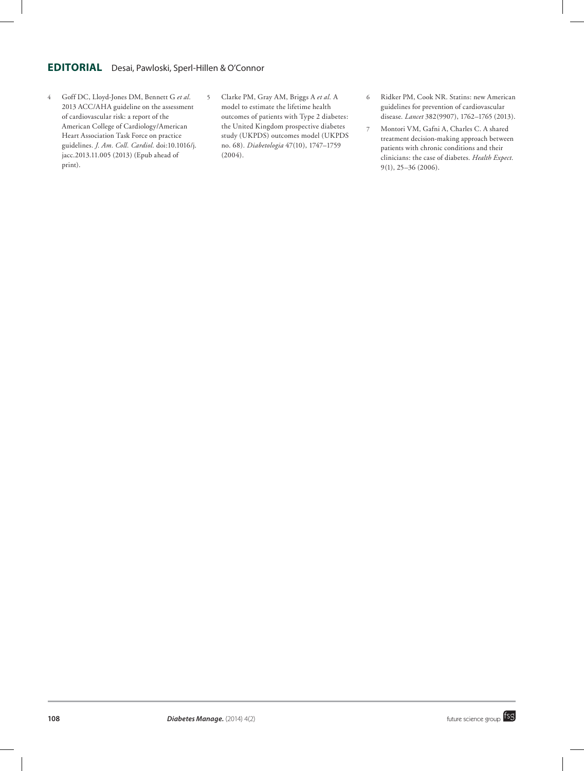4. Goff DC, Lloyd-Jones DM, Bennett G *et al.* 2013 ACC/AHA guideline on the assessment of cardiovascular risk: a report of the American College of Cardiology/American Heart Association Task Force on practice guidelines. *J. Am. Coll. Cardiol.* doi:10.1016/j.jacc.2013.11.005 (2013) (Epub ahead of print).
5. Clarke PM, Gray AM, Briggs A *et al.* A model to estimate the lifetime health outcomes of patients with Type 2 diabetes: the United Kingdom prospective diabetes study (UKPDS) outcomes model (UKPDS no. 68). *Diabetologia* 47(10), 1747–1759 (2004).
6. Ridker PM, Cook NR. Statins: new American guidelines for prevention of cardiovascular disease. *Lancet* 382(9907), 1762–1765 (2013).
7. Montori VM, Gafni A, Charles C. A shared treatment decision-making approach between patients with chronic conditions and their clinicians: the case of diabetes. *Health Expect.* 9(1), 25–36 (2006).